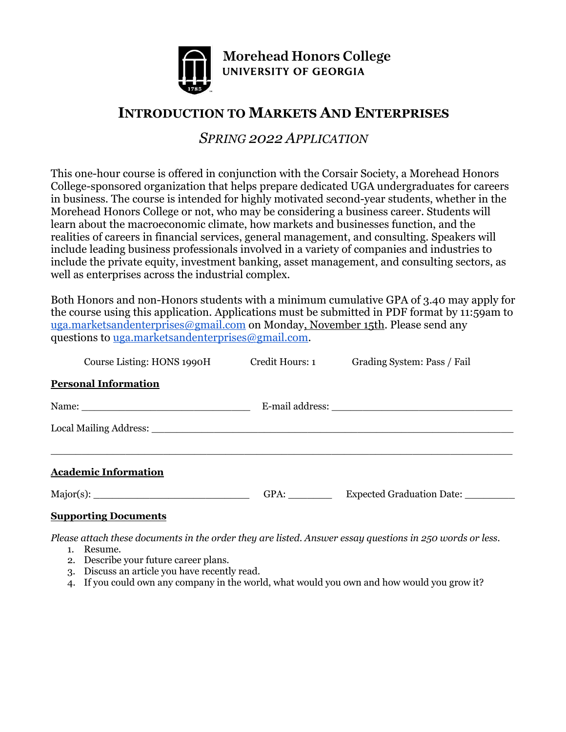Morehead Honors College
UNIVERSITY OF GEORGIA

# INTRODUCTION TO MARKETS AND ENTERPRISES

## *SPRING 2022 APPLICATION*

This one-hour course is offered in conjunction with the Corsair Society, a Morehead Honors College-sponsored organization that helps prepare dedicated UGA undergraduates for careers in business. The course is intended for highly motivated second-year students, whether in the Morehead Honors College or not, who may be considering a business career. Students will learn about the macroeconomic climate, how markets and businesses function, and the realities of careers in financial services, general management, and consulting. Speakers will include leading business professionals involved in a variety of companies and industries to include the private equity, investment banking, asset management, and consulting sectors, as well as enterprises across the industrial complex.

Both Honors and non-Honors students with a minimum cumulative GPA of 3.40 may apply for the course using this application. Applications must be submitted in PDF format by 11:59am to uga.marketsandenterprises@gmail.com on Monday, November 15th. Please send any questions to uga.marketsandenterprises@gmail.com.

Course Listing: HONS 1990H    Credit Hours: 1    Grading System: Pass / Fail

**Personal Information**

Name: ______________________________ E-mail address: ________________________________

Local Mailing Address: _______________________________________________________________

_________________________________________________________________________________

**Academic Information**

Major(s): ____________________________ GPA: ________ Expected Graduation Date: _________

**Supporting Documents**

*Please attach these documents in the order they are listed. Answer essay questions in 250 words or less.*

1. Resume.
2. Describe your future career plans.
3. Discuss an article you have recently read.
4. If you could own any company in the world, what would you own and how would you grow it?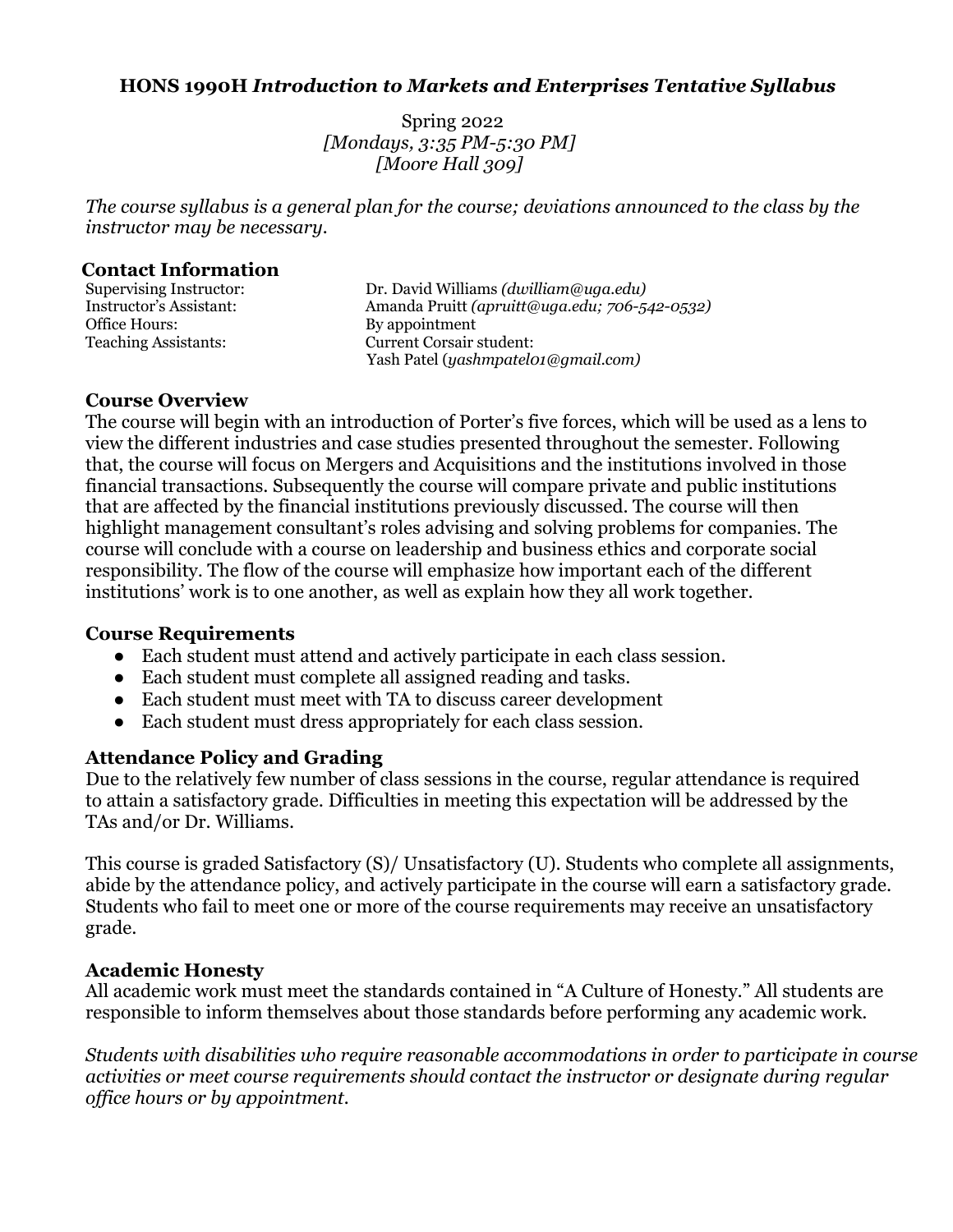# HONS 1990H *Introduction to Markets and Enterprises Tentative Syllabus*

Spring 2022
*[Mondays, 3:35 PM-5:30 PM]*
*[Moore Hall 309]*

*The course syllabus is a general plan for the course; deviations announced to the class by the instructor may be necessary.*

## Contact Information

| | |
|---|---|
| Supervising Instructor: | Dr. David Williams *(dwilliam@uga.edu)* |
| Instructor's Assistant: | Amanda Pruitt *(apruitt@uga.edu; 706-542-0532)* |
| Office Hours: | By appointment |
| Teaching Assistants: | Current Corsair student: Yash Patel (*yashmpatel01@gmail.com)* |

## Course Overview

The course will begin with an introduction of Porter's five forces, which will be used as a lens to view the different industries and case studies presented throughout the semester. Following that, the course will focus on Mergers and Acquisitions and the institutions involved in those financial transactions. Subsequently the course will compare private and public institutions that are affected by the financial institutions previously discussed. The course will then highlight management consultant's roles advising and solving problems for companies. The course will conclude with a course on leadership and business ethics and corporate social responsibility. The flow of the course will emphasize how important each of the different institutions' work is to one another, as well as explain how they all work together.

## Course Requirements

- Each student must attend and actively participate in each class session.
- Each student must complete all assigned reading and tasks.
- Each student must meet with TA to discuss career development
- Each student must dress appropriately for each class session.

## Attendance Policy and Grading

Due to the relatively few number of class sessions in the course, regular attendance is required to attain a satisfactory grade. Difficulties in meeting this expectation will be addressed by the TAs and/or Dr. Williams.

This course is graded Satisfactory (S)/ Unsatisfactory (U). Students who complete all assignments, abide by the attendance policy, and actively participate in the course will earn a satisfactory grade. Students who fail to meet one or more of the course requirements may receive an unsatisfactory grade.

## Academic Honesty

All academic work must meet the standards contained in "A Culture of Honesty." All students are responsible to inform themselves about those standards before performing any academic work.

*Students with disabilities who require reasonable accommodations in order to participate in course activities or meet course requirements should contact the instructor or designate during regular office hours or by appointment.*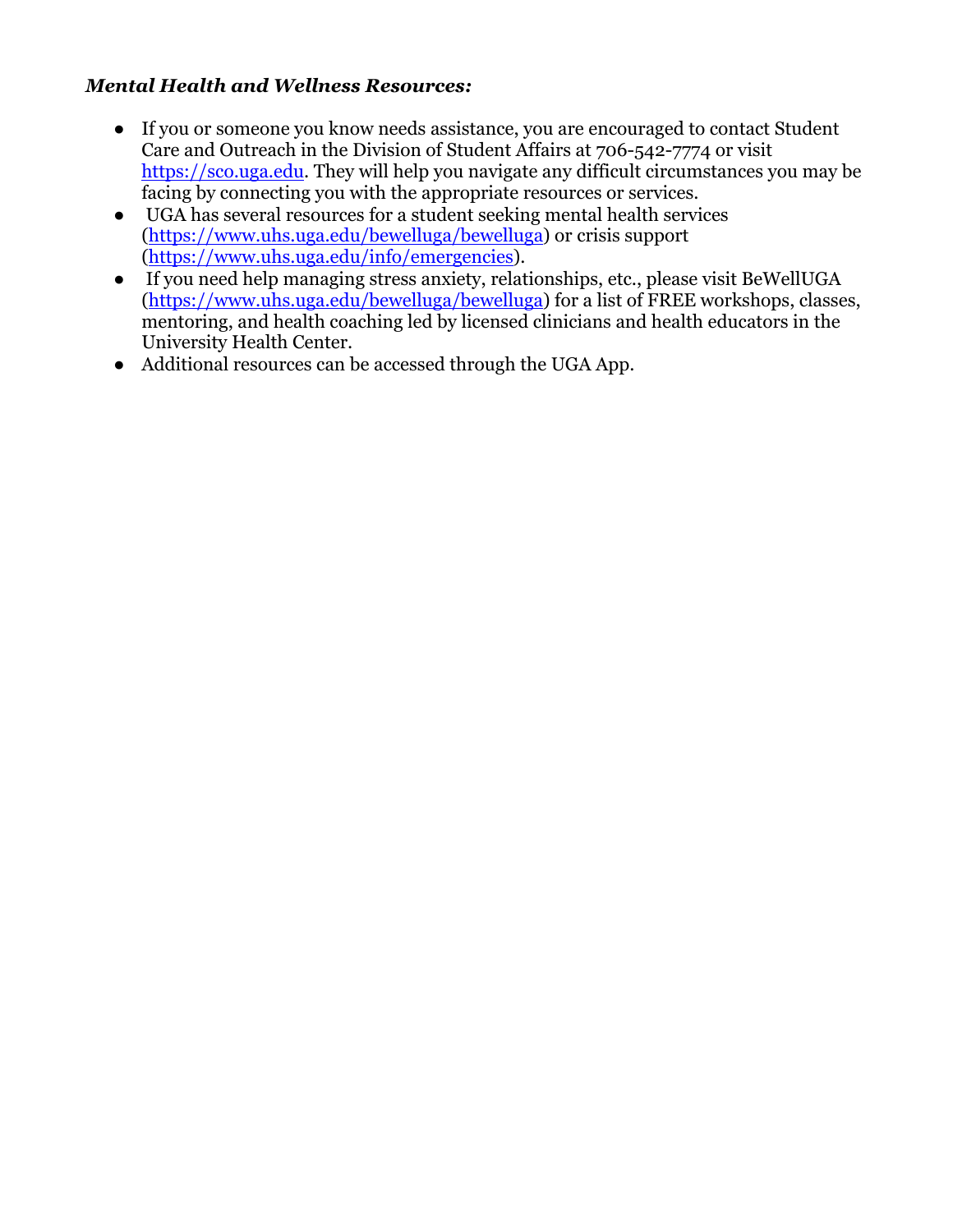***Mental Health and Wellness Resources:***

- If you or someone you know needs assistance, you are encouraged to contact Student Care and Outreach in the Division of Student Affairs at 706-542-7774 or visit [https://sco.uga.edu](https://sco.uga.edu). They will help you navigate any difficult circumstances you may be facing by connecting you with the appropriate resources or services.
- UGA has several resources for a student seeking mental health services ([https://www.uhs.uga.edu/bewelluga/bewelluga](https://www.uhs.uga.edu/bewelluga/bewelluga)) or crisis support ([https://www.uhs.uga.edu/info/emergencies](https://www.uhs.uga.edu/info/emergencies)).
- If you need help managing stress anxiety, relationships, etc., please visit BeWellUGA ([https://www.uhs.uga.edu/bewelluga/bewelluga](https://www.uhs.uga.edu/bewelluga/bewelluga)) for a list of FREE workshops, classes, mentoring, and health coaching led by licensed clinicians and health educators in the University Health Center.
- Additional resources can be accessed through the UGA App.